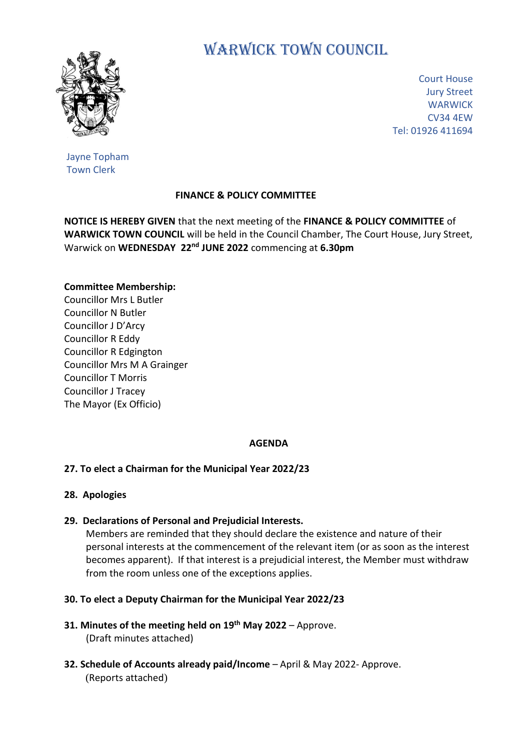# WARWICK TOWN COUNCIL

Court House
Jury Street
WARWICK
CV34 4EW
Tel: 01926 411694

Jayne Topham
Town Clerk

**FINANCE & POLICY COMMITTEE**

**NOTICE IS HEREBY GIVEN** that the next meeting of the **FINANCE & POLICY COMMITTEE** of **WARWICK TOWN COUNCIL** will be held in the Council Chamber, The Court House, Jury Street, Warwick on **WEDNESDAY 22nd JUNE 2022** commencing at **6.30pm**

**Committee Membership:**
Councillor Mrs L Butler
Councillor N Butler
Councillor J D'Arcy
Councillor R Eddy
Councillor R Edgington
Councillor Mrs M A Grainger
Councillor T Morris
Councillor J Tracey
The Mayor (Ex Officio)

**AGENDA**

**27. To elect a Chairman for the Municipal Year 2022/23**

**28. Apologies**

**29. Declarations of Personal and Prejudicial Interests.**
Members are reminded that they should declare the existence and nature of their personal interests at the commencement of the relevant item (or as soon as the interest becomes apparent). If that interest is a prejudicial interest, the Member must withdraw from the room unless one of the exceptions applies.

**30. To elect a Deputy Chairman for the Municipal Year 2022/23**

**31. Minutes of the meeting held on 19th May 2022** – Approve.
(Draft minutes attached)

**32. Schedule of Accounts already paid/Income** – April & May 2022- Approve.
(Reports attached)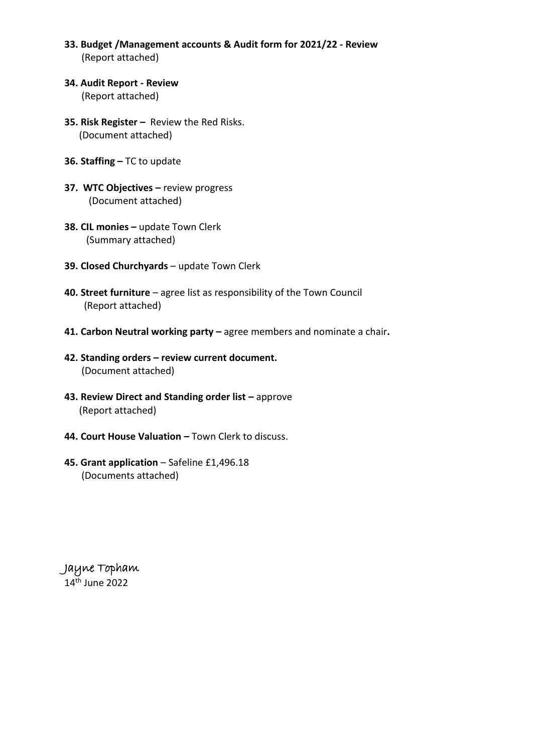**33. Budget /Management accounts & Audit form for 2021/22 - Review**
(Report attached)

**34. Audit Report - Review**
(Report attached)

**35. Risk Register –** Review the Red Risks.
(Document attached)

**36. Staffing –** TC to update

**37. WTC Objectives –** review progress
(Document attached)

**38. CIL monies –** update Town Clerk
(Summary attached)

**39. Closed Churchyards** – update Town Clerk

**40. Street furniture** – agree list as responsibility of the Town Council
(Report attached)

**41. Carbon Neutral working party –** agree members and nominate a chair**.**

**42. Standing orders – review current document.**
(Document attached)

**43. Review Direct and Standing order list –** approve
(Report attached)

**44. Court House Valuation –** Town Clerk to discuss.

**45. Grant application** – Safeline £1,496.18
(Documents attached)

Jayne Topham
14th June 2022